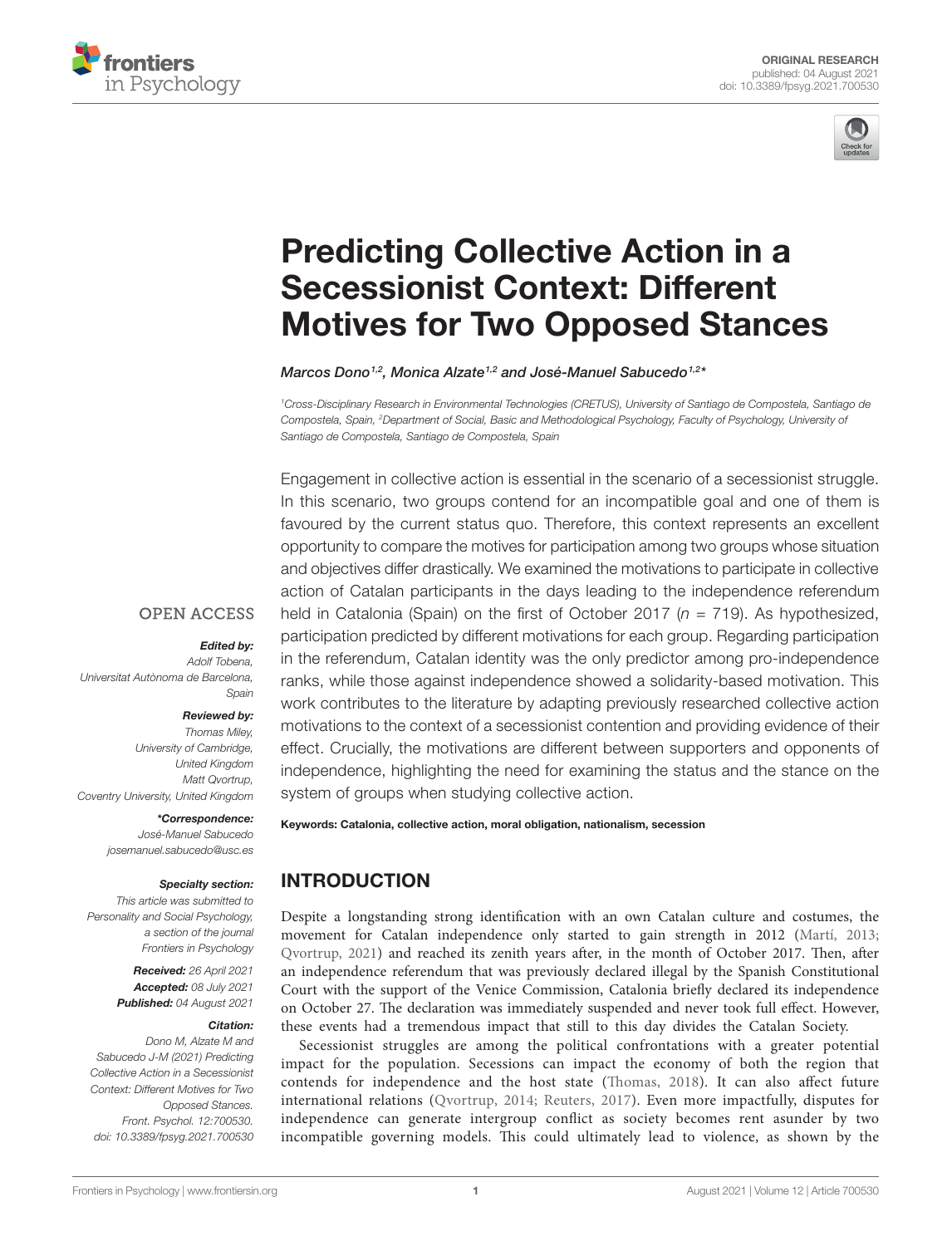ORIGINAL RESEARCH
published: 04 August 2021
doi: 10.3389/fpsyg.2021.700530

# Predicting Collective Action in a Secessionist Context: Different Motives for Two Opposed Stances

*Marcos Dono[1,2], Monica Alzate[1,2] and José-Manuel Sabucedo[1,2]\**

[1]Cross-Disciplinary Research in Environmental Technologies (CRETUS), University of Santiago de Compostela, Santiago de Compostela, Spain, [2]Department of Social, Basic and Methodological Psychology, Faculty of Psychology, University of Santiago de Compostela, Santiago de Compostela, Spain

Engagement in collective action is essential in the scenario of a secessionist struggle. In this scenario, two groups contend for an incompatible goal and one of them is favoured by the current status quo. Therefore, this context represents an excellent opportunity to compare the motives for participation among two groups whose situation and objectives differ drastically. We examined the motivations to participate in collective action of Catalan participants in the days leading to the independence referendum held in Catalonia (Spain) on the first of October 2017 ($n$ = 719). As hypothesized, participation predicted by different motivations for each group. Regarding participation in the referendum, Catalan identity was the only predictor among pro-independence ranks, while those against independence showed a solidarity-based motivation. This work contributes to the literature by adapting previously researched collective action motivations to the context of a secessionist contention and providing evidence of their effect. Crucially, the motivations are different between supporters and opponents of independence, highlighting the need for examining the status and the stance on the system of groups when studying collective action.

**Keywords: Catalonia, collective action, moral obligation, nationalism, secession**

OPEN ACCESS

***Edited by:***
Adolf Tobena,
Universitat Autònoma de Barcelona,
Spain

***Reviewed by:***
Thomas Miley,
University of Cambridge,
United Kingdom
Matt Qvortrup,
Coventry University, United Kingdom

***\*Correspondence:***
José-Manuel Sabucedo
josemanuel.sabucedo@usc.es

***Specialty section:***
This article was submitted to
Personality and Social Psychology,
a section of the journal
Frontiers in Psychology

***Received:*** 26 April 2021
***Accepted:*** 08 July 2021
***Published:*** 04 August 2021

***Citation:***
Dono M, Alzate M and
Sabucedo J-M (2021) Predicting
Collective Action in a Secessionist
Context: Different Motives for Two
Opposed Stances.
Front. Psychol. 12:700530.
doi: 10.3389/fpsyg.2021.700530

## INTRODUCTION

Despite a longstanding strong identification with an own Catalan culture and costumes, the movement for Catalan independence only started to gain strength in 2012 (Martí, 2013; Qvortrup, 2021) and reached its zenith years after, in the month of October 2017. Then, after an independence referendum that was previously declared illegal by the Spanish Constitutional Court with the support of the Venice Commission, Catalonia briefly declared its independence on October 27. The declaration was immediately suspended and never took full effect. However, these events had a tremendous impact that still to this day divides the Catalan Society.

Secessionist struggles are among the political confrontations with a greater potential impact for the population. Secessions can impact the economy of both the region that contends for independence and the host state (Thomas, 2018). It can also affect future international relations (Qvortrup, 2014; Reuters, 2017). Even more impactfully, disputes for independence can generate intergroup conflict as society becomes rent asunder by two incompatible governing models. This could ultimately lead to violence, as shown by the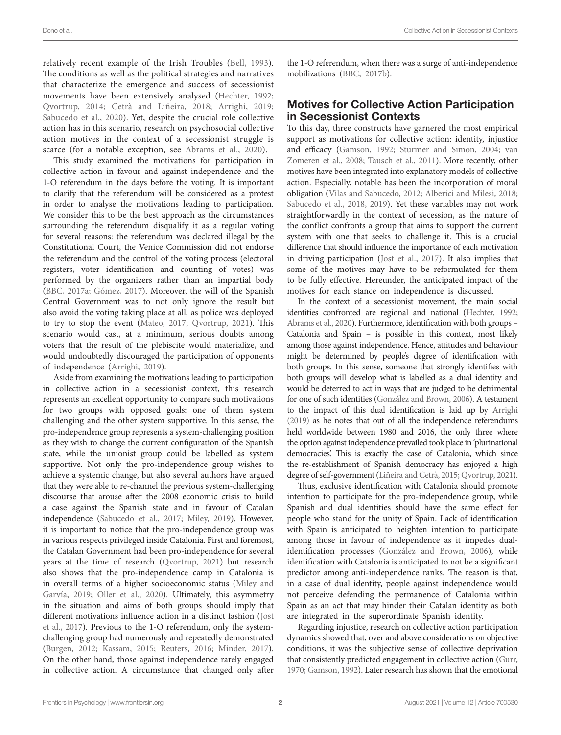relatively recent example of the Irish Troubles (Bell, 1993). The conditions as well as the political strategies and narratives that characterize the emergence and success of secessionist movements have been extensively analysed (Hechter, 1992; Qvortrup, 2014; Cetrà and Liñeira, 2018; Arrighi, 2019; Sabucedo et al., 2020). Yet, despite the crucial role collective action has in this scenario, research on psychosocial collective action motives in the context of a secessionist struggle is scarce (for a notable exception, see Abrams et al., 2020).

This study examined the motivations for participation in collective action in favour and against independence and the 1-O referendum in the days before the voting. It is important to clarify that the referendum will be considered as a protest in order to analyse the motivations leading to participation. We consider this to be the best approach as the circumstances surrounding the referendum disqualify it as a regular voting for several reasons: the referendum was declared illegal by the Constitutional Court, the Venice Commission did not endorse the referendum and the control of the voting process (electoral registers, voter identification and counting of votes) was performed by the organizers rather than an impartial body (BBC, 2017a; Gómez, 2017). Moreover, the will of the Spanish Central Government was to not only ignore the result but also avoid the voting taking place at all, as police was deployed to try to stop the event (Mateo, 2017; Qvortrup, 2021). This scenario would cast, at a minimum, serious doubts among voters that the result of the plebiscite would materialize, and would undoubtedly discouraged the participation of opponents of independence (Arrighi, 2019).

Aside from examining the motivations leading to participation in collective action in a secessionist context, this research represents an excellent opportunity to compare such motivations for two groups with opposed goals: one of them system challenging and the other system supportive. In this sense, the pro-independence group represents a system-challenging position as they wish to change the current configuration of the Spanish state, while the unionist group could be labelled as system supportive. Not only the pro-independence group wishes to achieve a systemic change, but also several authors have argued that they were able to re-channel the previous system-challenging discourse that arouse after the 2008 economic crisis to build a case against the Spanish state and in favour of Catalan independence (Sabucedo et al., 2017; Miley, 2019). However, it is important to notice that the pro-independence group was in various respects privileged inside Catalonia. First and foremost, the Catalan Government had been pro-independence for several years at the time of research (Qvortrup, 2021) but research also shows that the pro-independence camp in Catalonia is in overall terms of a higher socioeconomic status (Miley and Garvía, 2019; Oller et al., 2020). Ultimately, this asymmetry in the situation and aims of both groups should imply that different motivations influence action in a distinct fashion (Jost et al., 2017). Previous to the 1-O referendum, only the system-challenging group had numerously and repeatedly demonstrated (Burgen, 2012; Kassam, 2015; Reuters, 2016; Minder, 2017). On the other hand, those against independence rarely engaged in collective action. A circumstance that changed only after the 1-O referendum, when there was a surge of anti-independence mobilizations (BBC, 2017b).

## Motives for Collective Action Participation in Secessionist Contexts

To this day, three constructs have garnered the most empirical support as motivations for collective action: identity, injustice and efficacy (Gamson, 1992; Sturmer and Simon, 2004; van Zomeren et al., 2008; Tausch et al., 2011). More recently, other motives have been integrated into explanatory models of collective action. Especially, notable has been the incorporation of moral obligation (Vilas and Sabucedo, 2012; Alberici and Milesi, 2018; Sabucedo et al., 2018, 2019). Yet these variables may not work straightforwardly in the context of secession, as the nature of the conflict confronts a group that aims to support the current system with one that seeks to challenge it. This is a crucial difference that should influence the importance of each motivation in driving participation (Jost et al., 2017). It also implies that some of the motives may have to be reformulated for them to be fully effective. Hereunder, the anticipated impact of the motives for each stance on independence is discussed.

In the context of a secessionist movement, the main social identities confronted are regional and national (Hechter, 1992; Abrams et al., 2020). Furthermore, identification with both groups – Catalonia and Spain – is possible in this context, most likely among those against independence. Hence, attitudes and behaviour might be determined by people's degree of identification with both groups. In this sense, someone that strongly identifies with both groups will develop what is labelled as a dual identity and would be deterred to act in ways that are judged to be detrimental for one of such identities (González and Brown, 2006). A testament to the impact of this dual identification is laid up by Arrighi (2019) as he notes that out of all the independence referendums held worldwide between 1980 and 2016, the only three where the option against independence prevailed took place in 'plurinational democracies'. This is exactly the case of Catalonia, which since the re-establishment of Spanish democracy has enjoyed a high degree of self-government (Liñeira and Cetrà, 2015; Qvortrup, 2021).

Thus, exclusive identification with Catalonia should promote intention to participate for the pro-independence group, while Spanish and dual identities should have the same effect for people who stand for the unity of Spain. Lack of identification with Spain is anticipated to heighten intention to participate among those in favour of independence as it impedes dual-identification processes (González and Brown, 2006), while identification with Catalonia is anticipated to not be a significant predictor among anti-independence ranks. The reason is that, in a case of dual identity, people against independence would not perceive defending the permanence of Catalonia within Spain as an act that may hinder their Catalan identity as both are integrated in the superordinate Spanish identity.

Regarding injustice, research on collective action participation dynamics showed that, over and above considerations on objective conditions, it was the subjective sense of collective deprivation that consistently predicted engagement in collective action (Gurr, 1970; Gamson, 1992). Later research has shown that the emotional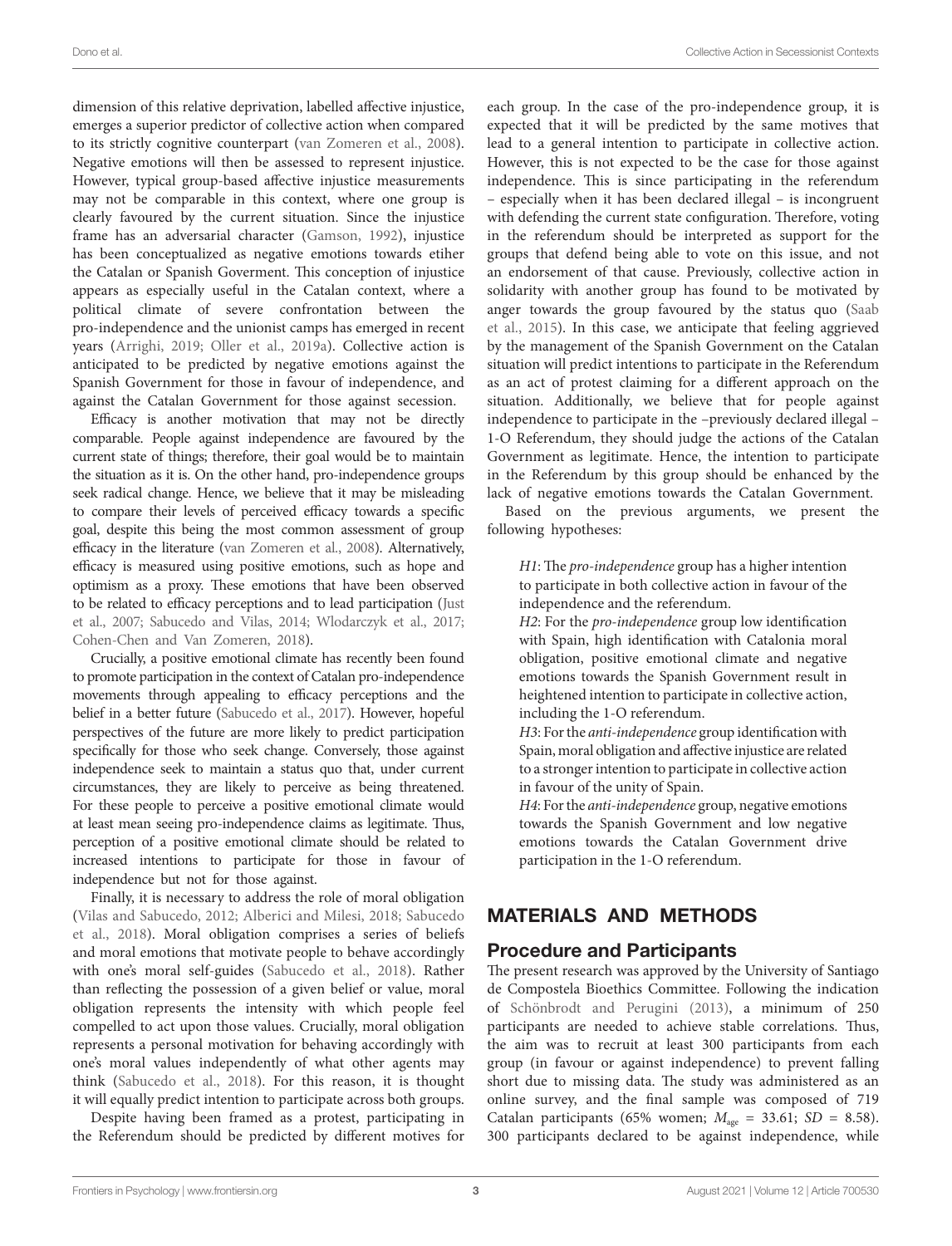dimension of this relative deprivation, labelled affective injustice, emerges a superior predictor of collective action when compared to its strictly cognitive counterpart (van Zomeren et al., 2008). Negative emotions will then be assessed to represent injustice. However, typical group-based affective injustice measurements may not be comparable in this context, where one group is clearly favoured by the current situation. Since the injustice frame has an adversarial character (Gamson, 1992), injustice has been conceptualized as negative emotions towards etiher the Catalan or Spanish Goverment. This conception of injustice appears as especially useful in the Catalan context, where a political climate of severe confrontation between the pro-independence and the unionist camps has emerged in recent years (Arrighi, 2019; Oller et al., 2019a). Collective action is anticipated to be predicted by negative emotions against the Spanish Government for those in favour of independence, and against the Catalan Government for those against secession.

Efficacy is another motivation that may not be directly comparable. People against independence are favoured by the current state of things; therefore, their goal would be to maintain the situation as it is. On the other hand, pro-independence groups seek radical change. Hence, we believe that it may be misleading to compare their levels of perceived efficacy towards a specific goal, despite this being the most common assessment of group efficacy in the literature (van Zomeren et al., 2008). Alternatively, efficacy is measured using positive emotions, such as hope and optimism as a proxy. These emotions that have been observed to be related to efficacy perceptions and to lead participation (Just et al., 2007; Sabucedo and Vilas, 2014; Wlodarczyk et al., 2017; Cohen-Chen and Van Zomeren, 2018).

Crucially, a positive emotional climate has recently been found to promote participation in the context of Catalan pro-independence movements through appealing to efficacy perceptions and the belief in a better future (Sabucedo et al., 2017). However, hopeful perspectives of the future are more likely to predict participation specifically for those who seek change. Conversely, those against independence seek to maintain a status quo that, under current circumstances, they are likely to perceive as being threatened. For these people to perceive a positive emotional climate would at least mean seeing pro-independence claims as legitimate. Thus, perception of a positive emotional climate should be related to increased intentions to participate for those in favour of independence but not for those against.

Finally, it is necessary to address the role of moral obligation (Vilas and Sabucedo, 2012; Alberici and Milesi, 2018; Sabucedo et al., 2018). Moral obligation comprises a series of beliefs and moral emotions that motivate people to behave accordingly with one's moral self-guides (Sabucedo et al., 2018). Rather than reflecting the possession of a given belief or value, moral obligation represents the intensity with which people feel compelled to act upon those values. Crucially, moral obligation represents a personal motivation for behaving accordingly with one's moral values independently of what other agents may think (Sabucedo et al., 2018). For this reason, it is thought it will equally predict intention to participate across both groups.

Despite having been framed as a protest, participating in the Referendum should be predicted by different motives for each group. In the case of the pro-independence group, it is expected that it will be predicted by the same motives that lead to a general intention to participate in collective action. However, this is not expected to be the case for those against independence. This is since participating in the referendum – especially when it has been declared illegal – is incongruent with defending the current state configuration. Therefore, voting in the referendum should be interpreted as support for the groups that defend being able to vote on this issue, and not an endorsement of that cause. Previously, collective action in solidarity with another group has found to be motivated by anger towards the group favoured by the status quo (Saab et al., 2015). In this case, we anticipate that feeling aggrieved by the management of the Spanish Government on the Catalan situation will predict intentions to participate in the Referendum as an act of protest claiming for a different approach on the situation. Additionally, we believe that for people against independence to participate in the –previously declared illegal – 1-O Referendum, they should judge the actions of the Catalan Government as legitimate. Hence, the intention to participate in the Referendum by this group should be enhanced by the lack of negative emotions towards the Catalan Government.

Based on the previous arguments, we present the following hypotheses:

> *H1*: The *pro-independence* group has a higher intention to participate in both collective action in favour of the independence and the referendum.
>
> *H2*: For the *pro-independence* group low identification with Spain, high identification with Catalonia moral obligation, positive emotional climate and negative emotions towards the Spanish Government result in heightened intention to participate in collective action, including the 1-O referendum.
>
> *H3*: For the *anti-independence* group identification with Spain, moral obligation and affective injustice are related to a stronger intention to participate in collective action in favour of the unity of Spain.
>
> *H4*: For the *anti-independence* group, negative emotions towards the Spanish Government and low negative emotions towards the Catalan Government drive participation in the 1-O referendum.

## MATERIALS AND METHODS

### Procedure and Participants

The present research was approved by the University of Santiago de Compostela Bioethics Committee. Following the indication of Schönbrodt and Perugini (2013), a minimum of 250 participants are needed to achieve stable correlations. Thus, the aim was to recruit at least 300 participants from each group (in favour or against independence) to prevent falling short due to missing data. The study was administered as an online survey, and the final sample was composed of 719 Catalan participants (65% women; $M_{age}$ = 33.61; $SD$ = 8.58). 300 participants declared to be against independence, while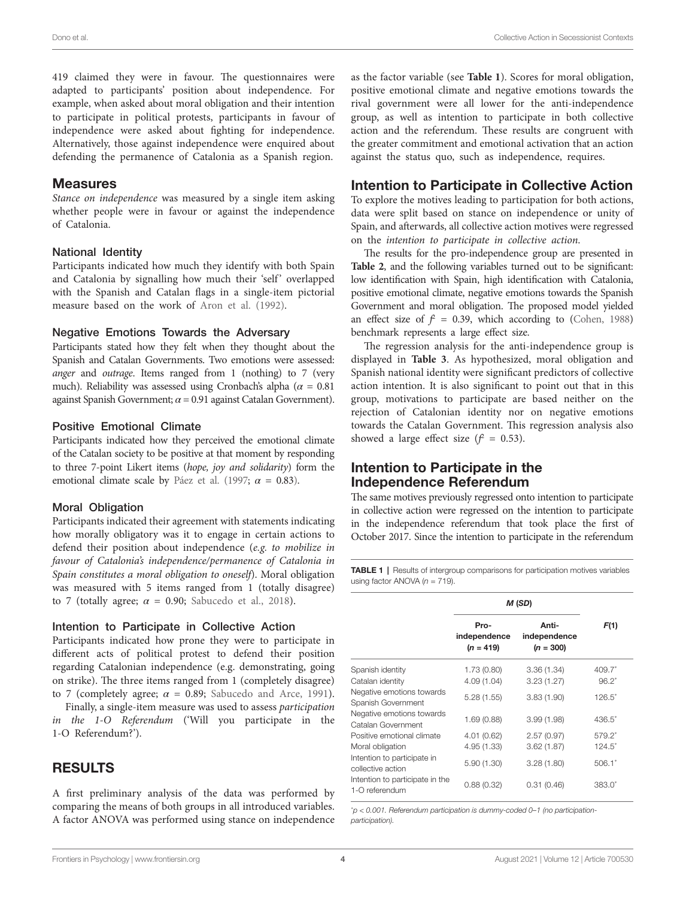419 claimed they were in favour. The questionnaires were adapted to participants' position about independence. For example, when asked about moral obligation and their intention to participate in political protests, participants in favour of independence were asked about fighting for independence. Alternatively, those against independence were enquired about defending the permanence of Catalonia as a Spanish region.

## Measures

*Stance on independence* was measured by a single item asking whether people were in favour or against the independence of Catalonia.

### National Identity

Participants indicated how much they identify with both Spain and Catalonia by signalling how much their 'self' overlapped with the Spanish and Catalan flags in a single-item pictorial measure based on the work of Aron et al. (1992).

### Negative Emotions Towards the Adversary

Participants stated how they felt when they thought about the Spanish and Catalan Governments. Two emotions were assessed: *anger* and *outrage*. Items ranged from 1 (nothing) to 7 (very much). Reliability was assessed using Cronbach's alpha ($\alpha$ = 0.81 against Spanish Government; $\alpha$ = 0.91 against Catalan Government).

### Positive Emotional Climate

Participants indicated how they perceived the emotional climate of the Catalan society to be positive at that moment by responding to three 7-point Likert items (*hope, joy and solidarity*) form the emotional climate scale by Páez et al. (1997; $\alpha$ = 0.83).

### Moral Obligation

Participants indicated their agreement with statements indicating how morally obligatory was it to engage in certain actions to defend their position about independence (*e.g. to mobilize in favour of Catalonia's independence/permanence of Catalonia in Spain constitutes a moral obligation to oneself*). Moral obligation was measured with 5 items ranged from 1 (totally disagree) to 7 (totally agree; $\alpha$ = 0.90; Sabucedo et al., 2018).

### Intention to Participate in Collective Action

Participants indicated how prone they were to participate in different acts of political protest to defend their position regarding Catalonian independence (e.g. demonstrating, going on strike). The three items ranged from 1 (completely disagree) to 7 (completely agree; $\alpha$ = 0.89; Sabucedo and Arce, 1991).

Finally, a single-item measure was used to assess *participation in the 1-O Referendum* ('Will you participate in the 1-O Referendum?').

# RESULTS

A first preliminary analysis of the data was performed by comparing the means of both groups in all introduced variables. A factor ANOVA was performed using stance on independence as the factor variable (see **Table 1**). Scores for moral obligation, positive emotional climate and negative emotions towards the rival government were all lower for the anti-independence group, as well as intention to participate in both collective action and the referendum. These results are congruent with the greater commitment and emotional activation that an action against the status quo, such as independence, requires.

## Intention to Participate in Collective Action

To explore the motives leading to participation for both actions, data were split based on stance on independence or unity of Spain, and afterwards, all collective action motives were regressed on the *intention to participate in collective action.*

The results for the pro-independence group are presented in **Table 2**, and the following variables turned out to be significant: low identification with Spain, high identification with Catalonia, positive emotional climate, negative emotions towards the Spanish Government and moral obligation. The proposed model yielded an effect size of $f^2$ = 0.39, which according to (Cohen, 1988) benchmark represents a large effect size.

The regression analysis for the anti-independence group is displayed in **Table 3**. As hypothesized, moral obligation and Spanish national identity were significant predictors of collective action intention. It is also significant to point out that in this group, motivations to participate are based neither on the rejection of Catalonian identity nor on negative emotions towards the Catalan Government. This regression analysis also showed a large effect size ($f^2$ = 0.53).

## Intention to Participate in the Independence Referendum

The same motives previously regressed onto intention to participate in collective action were regressed on the intention to participate in the independence referendum that took place the first of October 2017. Since the intention to participate in the referendum

**TABLE 1** | Results of intergroup comparisons for participation motives variables using factor ANOVA ($n$ = 719).

| | *M* (*SD*) | | *F*(1) |
|---|---|---|---|
| | Pro-independence ($n$ = 419) | Anti-independence ($n$ = 300) | |
| Spanish identity | 1.73 (0.80) | 3.36 (1.34) | 409.7* |
| Catalan identity | 4.09 (1.04) | 3.23 (1.27) | 96.2* |
| Negative emotions towards Spanish Government | 5.28 (1.55) | 3.83 (1.90) | 126.5* |
| Negative emotions towards Catalan Government | 1.69 (0.88) | 3.99 (1.98) | 436.5* |
| Positive emotional climate | 4.01 (0.62) | 2.57 (0.97) | 579.2* |
| Moral obligation | 4.95 (1.33) | 3.62 (1.87) | 124.5* |
| Intention to participate in collective action | 5.90 (1.30) | 3.28 (1.80) | 506.1* |
| Intention to participate in the 1-O referendum | 0.88 (0.32) | 0.31 (0.46) | 383.0* |

*$p$ < 0.001. Referendum participation is dummy-coded 0–1 (no participation-participation).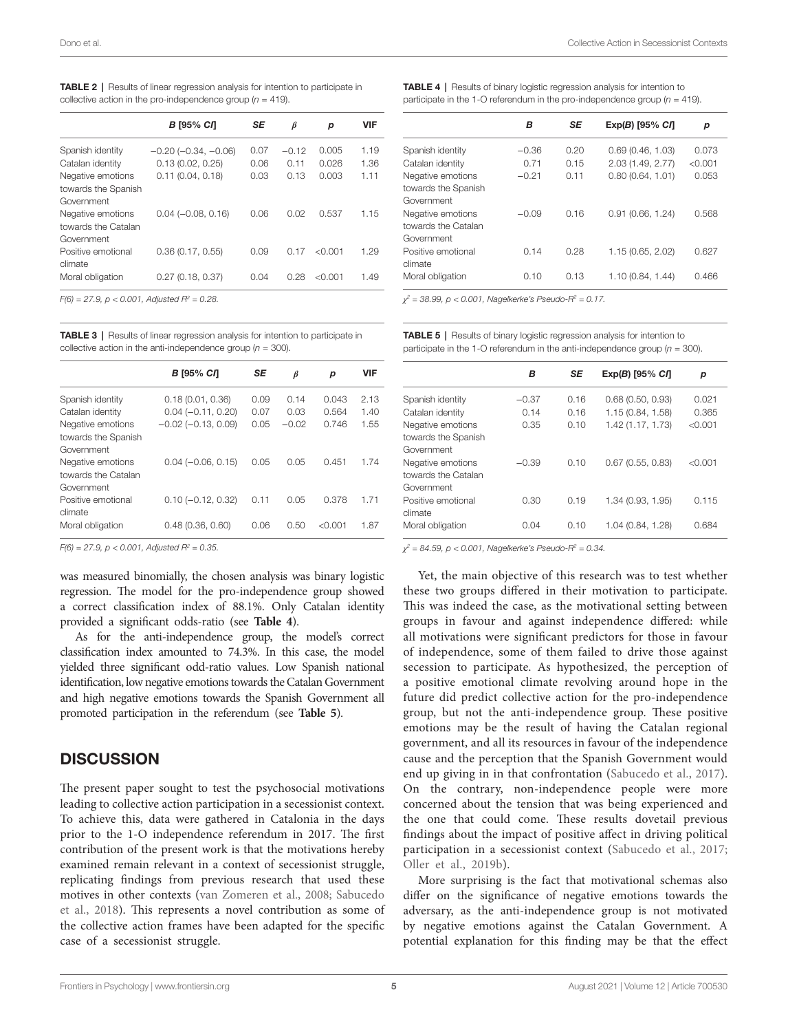**TABLE 2** | Results of linear regression analysis for intention to participate in collective action in the pro-independence group ($n = 419$).

| | *B* [95% *CI*] | *SE* | $\beta$ | *p* | VIF |
|---|---|---|---|---|---|
| Spanish identity | −0.20 (−0.34, −0.06) | 0.07 | −0.12 | 0.005 | 1.19 |
| Catalan identity | 0.13 (0.02, 0.25) | 0.06 | 0.11 | 0.026 | 1.36 |
| Negative emotions towards the Spanish Government | 0.11 (0.04, 0.18) | 0.03 | 0.13 | 0.003 | 1.11 |
| Negative emotions towards the Catalan Government | 0.04 (−0.08, 0.16) | 0.06 | 0.02 | 0.537 | 1.15 |
| Positive emotional climate | 0.36 (0.17, 0.55) | 0.09 | 0.17 | <0.001 | 1.29 |
| Moral obligation | 0.27 (0.18, 0.37) | 0.04 | 0.28 | <0.001 | 1.49 |

*$F(6) = 27.9$, $p < 0.001$, Adjusted $R^2 = 0.28$.*

**TABLE 3** | Results of linear regression analysis for intention to participate in collective action in the anti-independence group ($n = 300$).

| | *B* [95% *CI*] | *SE* | $\beta$ | *p* | VIF |
|---|---|---|---|---|---|
| Spanish identity | 0.18 (0.01, 0.36) | 0.09 | 0.14 | 0.043 | 2.13 |
| Catalan identity | 0.04 (−0.11, 0.20) | 0.07 | 0.03 | 0.564 | 1.40 |
| Negative emotions towards the Spanish Government | −0.02 (−0.13, 0.09) | 0.05 | −0.02 | 0.746 | 1.55 |
| Negative emotions towards the Catalan Government | 0.04 (−0.06, 0.15) | 0.05 | 0.05 | 0.451 | 1.74 |
| Positive emotional climate | 0.10 (−0.12, 0.32) | 0.11 | 0.05 | 0.378 | 1.71 |
| Moral obligation | 0.48 (0.36, 0.60) | 0.06 | 0.50 | <0.001 | 1.87 |

*$F(6) = 27.9$, $p < 0.001$, Adjusted $R^2 = 0.35$.*

was measured binomially, the chosen analysis was binary logistic regression. The model for the pro-independence group showed a correct classification index of 88.1%. Only Catalan identity provided a significant odds-ratio (see **Table 4**).

As for the anti-independence group, the model's correct classification index amounted to 74.3%. In this case, the model yielded three significant odd-ratio values. Low Spanish national identification, low negative emotions towards the Catalan Government and high negative emotions towards the Spanish Government all promoted participation in the referendum (see **Table 5**).

**TABLE 4** | Results of binary logistic regression analysis for intention to participate in the 1-O referendum in the pro-independence group ($n = 419$).

| | *B* | *SE* | Exp(*B*) [95% *CI*] | *p* |
|---|---|---|---|---|
| Spanish identity | −0.36 | 0.20 | 0.69 (0.46, 1.03) | 0.073 |
| Catalan identity | 0.71 | 0.15 | 2.03 (1.49, 2.77) | <0.001 |
| Negative emotions towards the Spanish Government | −0.21 | 0.11 | 0.80 (0.64, 1.01) | 0.053 |
| Negative emotions towards the Catalan Government | −0.09 | 0.16 | 0.91 (0.66, 1.24) | 0.568 |
| Positive emotional climate | 0.14 | 0.28 | 1.15 (0.65, 2.02) | 0.627 |
| Moral obligation | 0.10 | 0.13 | 1.10 (0.84, 1.44) | 0.466 |

*$\chi^2 = 38.99$, $p < 0.001$, Nagelkerke's Pseudo-$R^2 = 0.17$.*

**TABLE 5** | Results of binary logistic regression analysis for intention to participate in the 1-O referendum in the anti-independence group ($n = 300$).

| | *B* | *SE* | Exp(*B*) [95% *CI*] | *p* |
|---|---|---|---|---|
| Spanish identity | −0.37 | 0.16 | 0.68 (0.50, 0.93) | 0.021 |
| Catalan identity | 0.14 | 0.16 | 1.15 (0.84, 1.58) | 0.365 |
| Negative emotions towards the Spanish Government | 0.35 | 0.10 | 1.42 (1.17, 1.73) | <0.001 |
| Negative emotions towards the Catalan Government | −0.39 | 0.10 | 0.67 (0.55, 0.83) | <0.001 |
| Positive emotional climate | 0.30 | 0.19 | 1.34 (0.93, 1.95) | 0.115 |
| Moral obligation | 0.04 | 0.10 | 1.04 (0.84, 1.28) | 0.684 |

*$\chi^2 = 84.59$, $p < 0.001$, Nagelkerke's Pseudo-$R^2 = 0.34$.*

## DISCUSSION

The present paper sought to test the psychosocial motivations leading to collective action participation in a secessionist context. To achieve this, data were gathered in Catalonia in the days prior to the 1-O independence referendum in 2017. The first contribution of the present work is that the motivations hereby examined remain relevant in a context of secessionist struggle, replicating findings from previous research that used these motives in other contexts (van Zomeren et al., 2008; Sabucedo et al., 2018). This represents a novel contribution as some of the collective action frames have been adapted for the specific case of a secessionist struggle.

Yet, the main objective of this research was to test whether these two groups differed in their motivation to participate. This was indeed the case, as the motivational setting between groups in favour and against independence differed: while all motivations were significant predictors for those in favour of independence, some of them failed to drive those against secession to participate. As hypothesized, the perception of a positive emotional climate revolving around hope in the future did predict collective action for the pro-independence group, but not the anti-independence group. These positive emotions may be the result of having the Catalan regional government, and all its resources in favour of the independence cause and the perception that the Spanish Government would end up giving in in that confrontation (Sabucedo et al., 2017). On the contrary, non-independence people were more concerned about the tension that was being experienced and the one that could come. These results dovetail previous findings about the impact of positive affect in driving political participation in a secessionist context (Sabucedo et al., 2017; Oller et al., 2019b).

More surprising is the fact that motivational schemas also differ on the significance of negative emotions towards the adversary, as the anti-independence group is not motivated by negative emotions against the Catalan Government. A potential explanation for this finding may be that the effect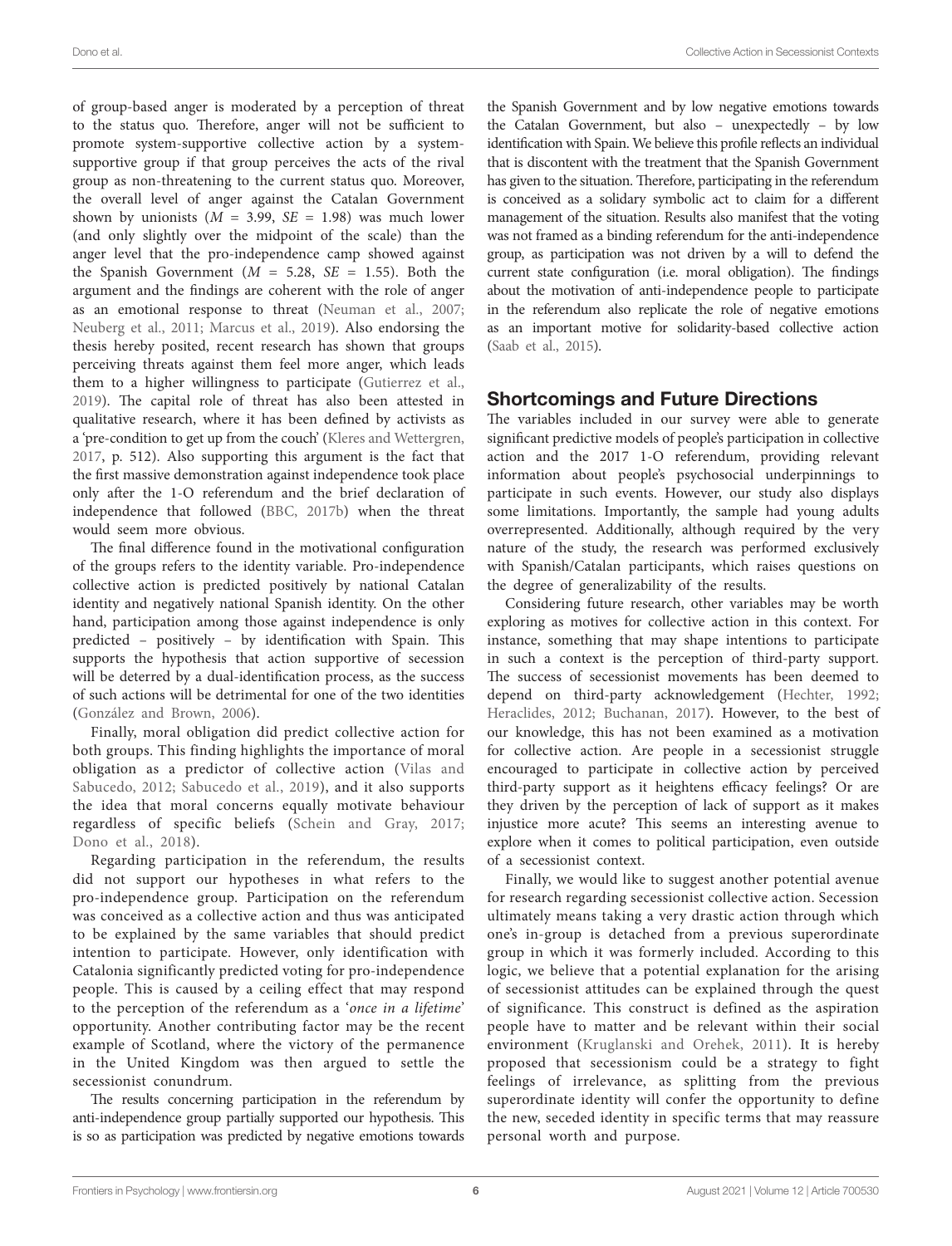of group-based anger is moderated by a perception of threat to the status quo. Therefore, anger will not be sufficient to promote system-supportive collective action by a system-supportive group if that group perceives the acts of the rival group as non-threatening to the current status quo. Moreover, the overall level of anger against the Catalan Government shown by unionists ($M$ = 3.99, $SE$ = 1.98) was much lower (and only slightly over the midpoint of the scale) than the anger level that the pro-independence camp showed against the Spanish Government ($M$ = 5.28, $SE$ = 1.55). Both the argument and the findings are coherent with the role of anger as an emotional response to threat (Neuman et al., 2007; Neuberg et al., 2011; Marcus et al., 2019). Also endorsing the thesis hereby posited, recent research has shown that groups perceiving threats against them feel more anger, which leads them to a higher willingness to participate (Gutierrez et al., 2019). The capital role of threat has also been attested in qualitative research, where it has been defined by activists as a 'pre-condition to get up from the couch' (Kleres and Wettergren, 2017, p. 512). Also supporting this argument is the fact that the first massive demonstration against independence took place only after the 1-O referendum and the brief declaration of independence that followed (BBC, 2017b) when the threat would seem more obvious.

The final difference found in the motivational configuration of the groups refers to the identity variable. Pro-independence collective action is predicted positively by national Catalan identity and negatively national Spanish identity. On the other hand, participation among those against independence is only predicted – positively – by identification with Spain. This supports the hypothesis that action supportive of secession will be deterred by a dual-identification process, as the success of such actions will be detrimental for one of the two identities (González and Brown, 2006).

Finally, moral obligation did predict collective action for both groups. This finding highlights the importance of moral obligation as a predictor of collective action (Vilas and Sabucedo, 2012; Sabucedo et al., 2019), and it also supports the idea that moral concerns equally motivate behaviour regardless of specific beliefs (Schein and Gray, 2017; Dono et al., 2018).

Regarding participation in the referendum, the results did not support our hypotheses in what refers to the pro-independence group. Participation on the referendum was conceived as a collective action and thus was anticipated to be explained by the same variables that should predict intention to participate. However, only identification with Catalonia significantly predicted voting for pro-independence people. This is caused by a ceiling effect that may respond to the perception of the referendum as a '*once in a lifetime*' opportunity. Another contributing factor may be the recent example of Scotland, where the victory of the permanence in the United Kingdom was then argued to settle the secessionist conundrum.

The results concerning participation in the referendum by anti-independence group partially supported our hypothesis. This is so as participation was predicted by negative emotions towards the Spanish Government and by low negative emotions towards the Catalan Government, but also – unexpectedly – by low identification with Spain. We believe this profile reflects an individual that is discontent with the treatment that the Spanish Government has given to the situation. Therefore, participating in the referendum is conceived as a solidary symbolic act to claim for a different management of the situation. Results also manifest that the voting was not framed as a binding referendum for the anti-independence group, as participation was not driven by a will to defend the current state configuration (i.e. moral obligation). The findings about the motivation of anti-independence people to participate in the referendum also replicate the role of negative emotions as an important motive for solidarity-based collective action (Saab et al., 2015).

## Shortcomings and Future Directions

The variables included in our survey were able to generate significant predictive models of people's participation in collective action and the 2017 1-O referendum, providing relevant information about people's psychosocial underpinnings to participate in such events. However, our study also displays some limitations. Importantly, the sample had young adults overrepresented. Additionally, although required by the very nature of the study, the research was performed exclusively with Spanish/Catalan participants, which raises questions on the degree of generalizability of the results.

Considering future research, other variables may be worth exploring as motives for collective action in this context. For instance, something that may shape intentions to participate in such a context is the perception of third-party support. The success of secessionist movements has been deemed to depend on third-party acknowledgement (Hechter, 1992; Heraclides, 2012; Buchanan, 2017). However, to the best of our knowledge, this has not been examined as a motivation for collective action. Are people in a secessionist struggle encouraged to participate in collective action by perceived third-party support as it heightens efficacy feelings? Or are they driven by the perception of lack of support as it makes injustice more acute? This seems an interesting avenue to explore when it comes to political participation, even outside of a secessionist context.

Finally, we would like to suggest another potential avenue for research regarding secessionist collective action. Secession ultimately means taking a very drastic action through which one's in-group is detached from a previous superordinate group in which it was formerly included. According to this logic, we believe that a potential explanation for the arising of secessionist attitudes can be explained through the quest of significance. This construct is defined as the aspiration people have to matter and be relevant within their social environment (Kruglanski and Orehek, 2011). It is hereby proposed that secessionism could be a strategy to fight feelings of irrelevance, as splitting from the previous superordinate identity will confer the opportunity to define the new, seceded identity in specific terms that may reassure personal worth and purpose.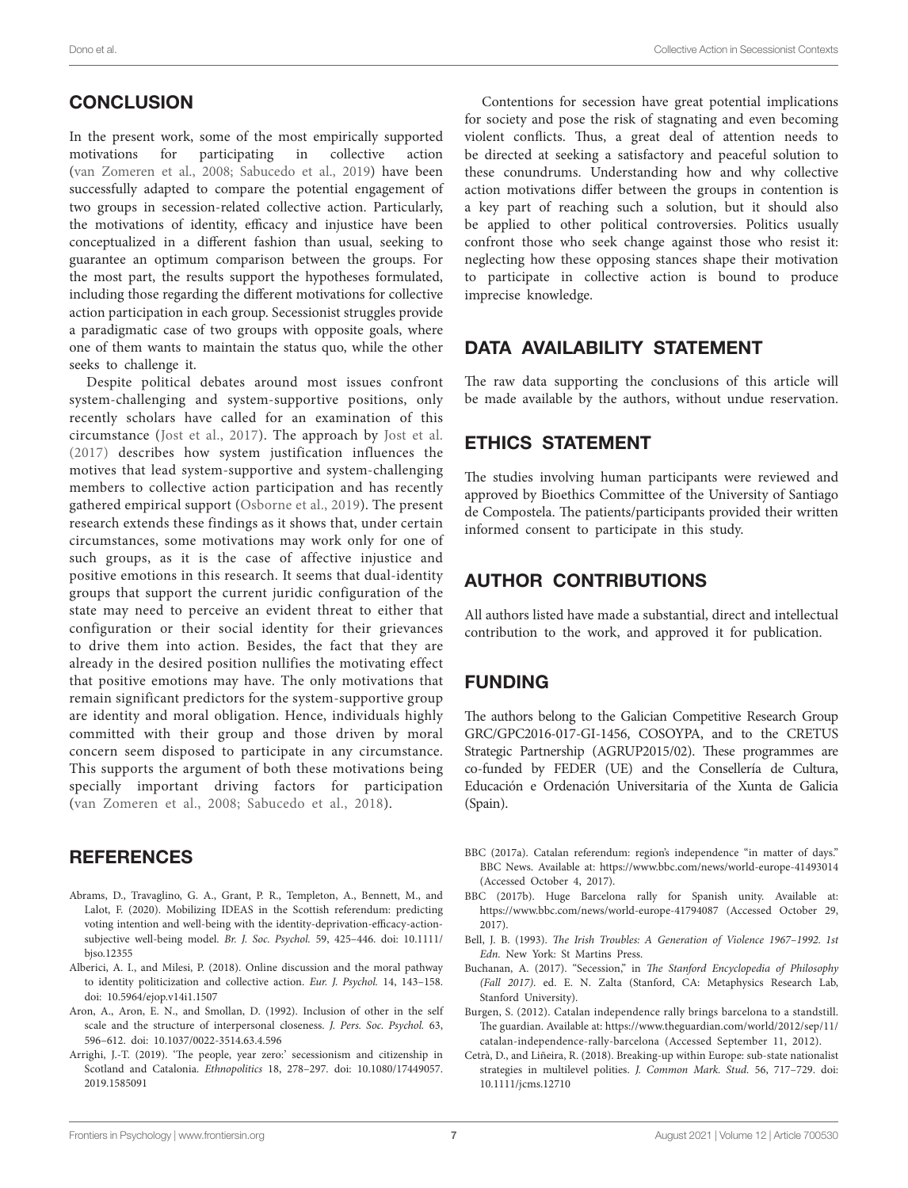## CONCLUSION

In the present work, some of the most empirically supported motivations for participating in collective action (van Zomeren et al., 2008; Sabucedo et al., 2019) have been successfully adapted to compare the potential engagement of two groups in secession-related collective action. Particularly, the motivations of identity, efficacy and injustice have been conceptualized in a different fashion than usual, seeking to guarantee an optimum comparison between the groups. For the most part, the results support the hypotheses formulated, including those regarding the different motivations for collective action participation in each group. Secessionist struggles provide a paradigmatic case of two groups with opposite goals, where one of them wants to maintain the status quo, while the other seeks to challenge it.

Despite political debates around most issues confront system-challenging and system-supportive positions, only recently scholars have called for an examination of this circumstance (Jost et al., 2017). The approach by Jost et al. (2017) describes how system justification influences the motives that lead system-supportive and system-challenging members to collective action participation and has recently gathered empirical support (Osborne et al., 2019). The present research extends these findings as it shows that, under certain circumstances, some motivations may work only for one of such groups, as it is the case of affective injustice and positive emotions in this research. It seems that dual-identity groups that support the current juridic configuration of the state may need to perceive an evident threat to either that configuration or their social identity for their grievances to drive them into action. Besides, the fact that they are already in the desired position nullifies the motivating effect that positive emotions may have. The only motivations that remain significant predictors for the system-supportive group are identity and moral obligation. Hence, individuals highly committed with their group and those driven by moral concern seem disposed to participate in any circumstance. This supports the argument of both these motivations being specially important driving factors for participation (van Zomeren et al., 2008; Sabucedo et al., 2018).

Contentions for secession have great potential implications for society and pose the risk of stagnating and even becoming violent conflicts. Thus, a great deal of attention needs to be directed at seeking a satisfactory and peaceful solution to these conundrums. Understanding how and why collective action motivations differ between the groups in contention is a key part of reaching such a solution, but it should also be applied to other political controversies. Politics usually confront those who seek change against those who resist it: neglecting how these opposing stances shape their motivation to participate in collective action is bound to produce imprecise knowledge.

## DATA AVAILABILITY STATEMENT

The raw data supporting the conclusions of this article will be made available by the authors, without undue reservation.

## ETHICS STATEMENT

The studies involving human participants were reviewed and approved by Bioethics Committee of the University of Santiago de Compostela. The patients/participants provided their written informed consent to participate in this study.

## AUTHOR CONTRIBUTIONS

All authors listed have made a substantial, direct and intellectual contribution to the work, and approved it for publication.

## FUNDING

The authors belong to the Galician Competitive Research Group GRC/GPC2016-017-GI-1456, COSOYPA, and to the CRETUS Strategic Partnership (AGRUP2015/02). These programmes are co-funded by FEDER (UE) and the Consellería de Cultura, Educación e Ordenación Universitaria of the Xunta de Galicia (Spain).

## REFERENCES

Abrams, D., Travaglino, G. A., Grant, P. R., Templeton, A., Bennett, M., and Lalot, F. (2020). Mobilizing IDEAS in the Scottish referendum: predicting voting intention and well-being with the identity-deprivation-efficacy-action-subjective well-being model. *Br. J. Soc. Psychol.* 59, 425–446. doi: 10.1111/bjso.12355

Alberici, A. I., and Milesi, P. (2018). Online discussion and the moral pathway to identity politicization and collective action. *Eur. J. Psychol.* 14, 143–158. doi: 10.5964/ejop.v14i1.1507

Aron, A., Aron, E. N., and Smollan, D. (1992). Inclusion of other in the self scale and the structure of interpersonal closeness. *J. Pers. Soc. Psychol.* 63, 596–612. doi: 10.1037/0022-3514.63.4.596

Arrighi, J.-T. (2019). 'The people, year zero:' secessionism and citizenship in Scotland and Catalonia. *Ethnopolitics* 18, 278–297. doi: 10.1080/17449057.2019.1585091

BBC (2017a). Catalan referendum: region's independence "in matter of days." BBC News. Available at: https://www.bbc.com/news/world-europe-41493014 (Accessed October 4, 2017).

BBC (2017b). Huge Barcelona rally for Spanish unity. Available at: https://www.bbc.com/news/world-europe-41794087 (Accessed October 29, 2017).

Bell, J. B. (1993). *The Irish Troubles: A Generation of Violence 1967–1992. 1st Edn.* New York: St Martins Press.

Buchanan, A. (2017). "Secession," in *The Stanford Encyclopedia of Philosophy (Fall 2017)*. ed. E. N. Zalta (Stanford, CA: Metaphysics Research Lab, Stanford University).

Burgen, S. (2012). Catalan independence rally brings barcelona to a standstill. The guardian. Available at: https://www.theguardian.com/world/2012/sep/11/catalan-independence-rally-barcelona (Accessed September 11, 2012).

Cetrà, D., and Liñeira, R. (2018). Breaking-up within Europe: sub-state nationalist strategies in multilevel polities. *J. Common Mark. Stud.* 56, 717–729. doi: 10.1111/jcms.12710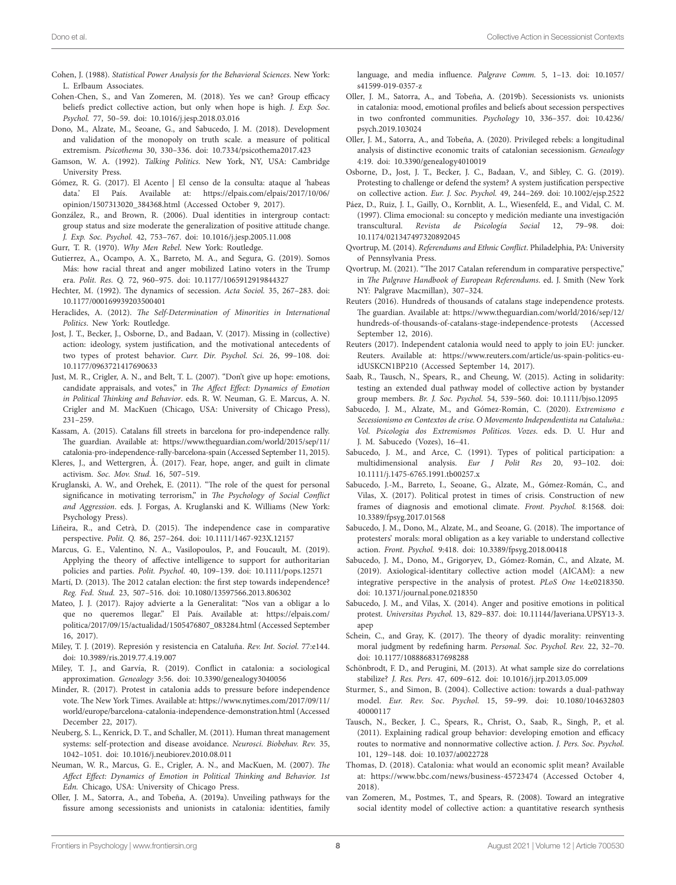Cohen, J. (1988). *Statistical Power Analysis for the Behavioral Sciences*. New York: L. Erlbaum Associates.

Cohen-Chen, S., and Van Zomeren, M. (2018). Yes we can? Group efficacy beliefs predict collective action, but only when hope is high. *J. Exp. Soc. Psychol.* 77, 50–59. doi: 10.1016/j.jesp.2018.03.016

Dono, M., Alzate, M., Seoane, G., and Sabucedo, J. M. (2018). Development and validation of the monopoly on truth scale. a measure of political extremism. *Psicothema* 30, 330–336. doi: 10.7334/psicothema2017.423

Gamson, W. A. (1992). *Talking Politics*. New York, NY, USA: Cambridge University Press.

Gómez, R. G. (2017). El Acento | El censo de la consulta: ataque al 'habeas data.' El País. Available at: https://elpais.com/elpais/2017/10/06/opinion/1507313020_384368.html (Accessed October 9, 2017).

González, R., and Brown, R. (2006). Dual identities in intergroup contact: group status and size moderate the generalization of positive attitude change. *J. Exp. Soc. Psychol.* 42, 753–767. doi: 10.1016/j.jesp.2005.11.008

Gurr, T. R. (1970). *Why Men Rebel*. New York: Routledge.

Gutierrez, A., Ocampo, A. X., Barreto, M. A., and Segura, G. (2019). Somos Más: how racial threat and anger mobilized Latino voters in the Trump era. *Polit. Res. Q.* 72, 960–975. doi: 10.1177/1065912919844327

Hechter, M. (1992). The dynamics of secession. *Acta Sociol.* 35, 267–283. doi: 10.1177/000169939203500401

Heraclides, A. (2012). *The Self-Determination of Minorities in International Politics*. New York: Routledge.

Jost, J. T., Becker, J., Osborne, D., and Badaan, V. (2017). Missing in (collective) action: ideology, system justification, and the motivational antecedents of two types of protest behavior. *Curr. Dir. Psychol. Sci.* 26, 99–108. doi: 10.1177/0963721417690633

Just, M. R., Crigler, A. N., and Belt, T. L. (2007). "Don't give up hope: emotions, candidate appraisals, and votes," in *The Affect Effect: Dynamics of Emotion in Political Thinking and Behavior*. eds. R. W. Neuman, G. E. Marcus, A. N. Crigler and M. MacKuen (Chicago, USA: University of Chicago Press), 231–259.

Kassam, A. (2015). Catalans fill streets in barcelona for pro-independence rally. The guardian. Available at: https://www.theguardian.com/world/2015/sep/11/catalonia-pro-independence-rally-barcelona-spain (Accessed September 11, 2015).

Kleres, J., and Wettergren, Å. (2017). Fear, hope, anger, and guilt in climate activism. *Soc. Mov. Stud.* 16, 507–519.

Kruglanski, A. W., and Orehek, E. (2011). "The role of the quest for personal significance in motivating terrorism," in *The Psychology of Social Conflict and Aggression*. eds. J. Forgas, A. Kruglanski and K. Williams (New York: Psychology Press).

Liñeira, R., and Cetrà, D. (2015). The independence case in comparative perspective. *Polit. Q.* 86, 257–264. doi: 10.1111/1467-923X.12157

Marcus, G. E., Valentino, N. A., Vasilopoulos, P., and Foucault, M. (2019). Applying the theory of affective intelligence to support for authoritarian policies and parties. *Polit. Psychol.* 40, 109–139. doi: 10.1111/pops.12571

Martí, D. (2013). The 2012 catalan election: the first step towards independence? *Reg. Fed. Stud.* 23, 507–516. doi: 10.1080/13597566.2013.806302

Mateo, J. J. (2017). Rajoy advierte a la Generalitat: "Nos van a obligar a lo que no queremos llegar." El País. Available at: https://elpais.com/politica/2017/09/15/actualidad/1505476807_083284.html (Accessed September 16, 2017).

Miley, T. J. (2019). Represión y resistencia en Cataluña. *Rev. Int. Sociol.* 77:e144. doi: 10.3989/ris.2019.77.4.19.007

Miley, T. J., and Garvía, R. (2019). Conflict in catalonia: a sociological approximation. *Genealogy* 3:56. doi: 10.3390/genealogy3040056

Minder, R. (2017). Protest in catalonia adds to pressure before independence vote. The New York Times. Available at: https://www.nytimes.com/2017/09/11/world/europe/barcelona-catalonia-independence-demonstration.html (Accessed December 22, 2017).

Neuberg, S. L., Kenrick, D. T., and Schaller, M. (2011). Human threat management systems: self-protection and disease avoidance. *Neurosci. Biobehav. Rev.* 35, 1042–1051. doi: 10.1016/j.neubiorev.2010.08.011

Neuman, W. R., Marcus, G. E., Crigler, A. N., and MacKuen, M. (2007). *The Affect Effect: Dynamics of Emotion in Political Thinking and Behavior. 1st Edn.* Chicago, USA: University of Chicago Press.

Oller, J. M., Satorra, A., and Tobeña, A. (2019a). Unveiling pathways for the fissure among secessionists and unionists in catalonia: identities, family language, and media influence. *Palgrave Comm.* 5, 1–13. doi: 10.1057/s41599-019-0357-z

Oller, J. M., Satorra, A., and Tobeña, A. (2019b). Secessionists vs. unionists in catalonia: mood, emotional profiles and beliefs about secession perspectives in two confronted communities. *Psychology* 10, 336–357. doi: 10.4236/psych.2019.103024

Oller, J. M., Satorra, A., and Tobeña, A. (2020). Privileged rebels: a longitudinal analysis of distinctive economic traits of catalonian secessionism. *Genealogy* 4:19. doi: 10.3390/genealogy4010019

Osborne, D., Jost, J. T., Becker, J. C., Badaan, V., and Sibley, C. G. (2019). Protesting to challenge or defend the system? A system justification perspective on collective action. *Eur. J. Soc. Psychol.* 49, 244–269. doi: 10.1002/ejsp.2522

Páez, D., Ruiz, J. I., Gailly, O., Kornblit, A. L., Wiesenfeld, E., and Vidal, C. M. (1997). Clima emocional: su concepto y medición mediante una investigación transcultural. *Revista de Psicología Social* 12, 79–98. doi: 10.1174/021347497320892045

Qvortrup, M. (2014). *Referendums and Ethnic Conflict*. Philadelphia, PA: University of Pennsylvania Press.

Qvortrup, M. (2021). "The 2017 Catalan referendum in comparative perspective," in *The Palgrave Handbook of European Referendums*. ed. J. Smith (New York NY: Palgrave Macmillan), 307–324.

Reuters (2016). Hundreds of thousands of catalans stage independence protests. The guardian. Available at: https://www.theguardian.com/world/2016/sep/12/hundreds-of-thousands-of-catalans-stage-independence-protests (Accessed September 12, 2016).

Reuters (2017). Independent catalonia would need to apply to join EU: juncker. Reuters. Available at: https://www.reuters.com/article/us-spain-politics-eu-idUSKCN1BP210 (Accessed September 14, 2017).

Saab, R., Tausch, N., Spears, R., and Cheung, W. (2015). Acting in solidarity: testing an extended dual pathway model of collective action by bystander group members. *Br. J. Soc. Psychol.* 54, 539–560. doi: 10.1111/bjso.12095

Sabucedo, J. M., Alzate, M., and Gómez-Román, C. (2020). *Extremismo e Secessionismo en Contextos de crise. O Movemento Independentista na Cataluña.: Vol. Psicologia dos Extremismos Politicos. Vozes*. eds. D. U. Hur and J. M. Sabucedo (Vozes), 16–41.

Sabucedo, J. M., and Arce, C. (1991). Types of political participation: a multidimensional analysis. *Eur J Polit Res* 20, 93–102. doi: 10.1111/j.1475-6765.1991.tb00257.x

Sabucedo, J.-M., Barreto, I., Seoane, G., Alzate, M., Gómez-Román, C., and Vilas, X. (2017). Political protest in times of crisis. Construction of new frames of diagnosis and emotional climate. *Front. Psychol.* 8:1568. doi: 10.3389/fpsyg.2017.01568

Sabucedo, J. M., Dono, M., Alzate, M., and Seoane, G. (2018). The importance of protesters' morals: moral obligation as a key variable to understand collective action. *Front. Psychol.* 9:418. doi: 10.3389/fpsyg.2018.00418

Sabucedo, J. M., Dono, M., Grigoryev, D., Gómez-Román, C., and Alzate, M. (2019). Axiological-identitary collective action model (AICAM): a new integrative perspective in the analysis of protest. *PLoS One* 14:e0218350. doi: 10.1371/journal.pone.0218350

Sabucedo, J. M., and Vilas, X. (2014). Anger and positive emotions in political protest. *Universitas Psychol.* 13, 829–837. doi: 10.11144/Javeriana.UPSY13-3.apep

Schein, C., and Gray, K. (2017). The theory of dyadic morality: reinventing moral judgment by redefining harm. *Personal. Soc. Psychol. Rev.* 22, 32–70. doi: 10.1177/1088868317698288

Schönbrodt, F. D., and Perugini, M. (2013). At what sample size do correlations stabilize? *J. Res. Pers.* 47, 609–612. doi: 10.1016/j.jrp.2013.05.009

Sturmer, S., and Simon, B. (2004). Collective action: towards a dual-pathway model. *Eur. Rev. Soc. Psychol.* 15, 59–99. doi: 10.1080/10463280340000117

Tausch, N., Becker, J. C., Spears, R., Christ, O., Saab, R., Singh, P., et al. (2011). Explaining radical group behavior: developing emotion and efficacy routes to normative and nonnormative collective action. *J. Pers. Soc. Psychol.* 101, 129–148. doi: 10.1037/a0022728

Thomas, D. (2018). Catalonia: what would an economic split mean? Available at: https://www.bbc.com/news/business-45723474 (Accessed October 4, 2018).

van Zomeren, M., Postmes, T., and Spears, R. (2008). Toward an integrative social identity model of collective action: a quantitative research synthesis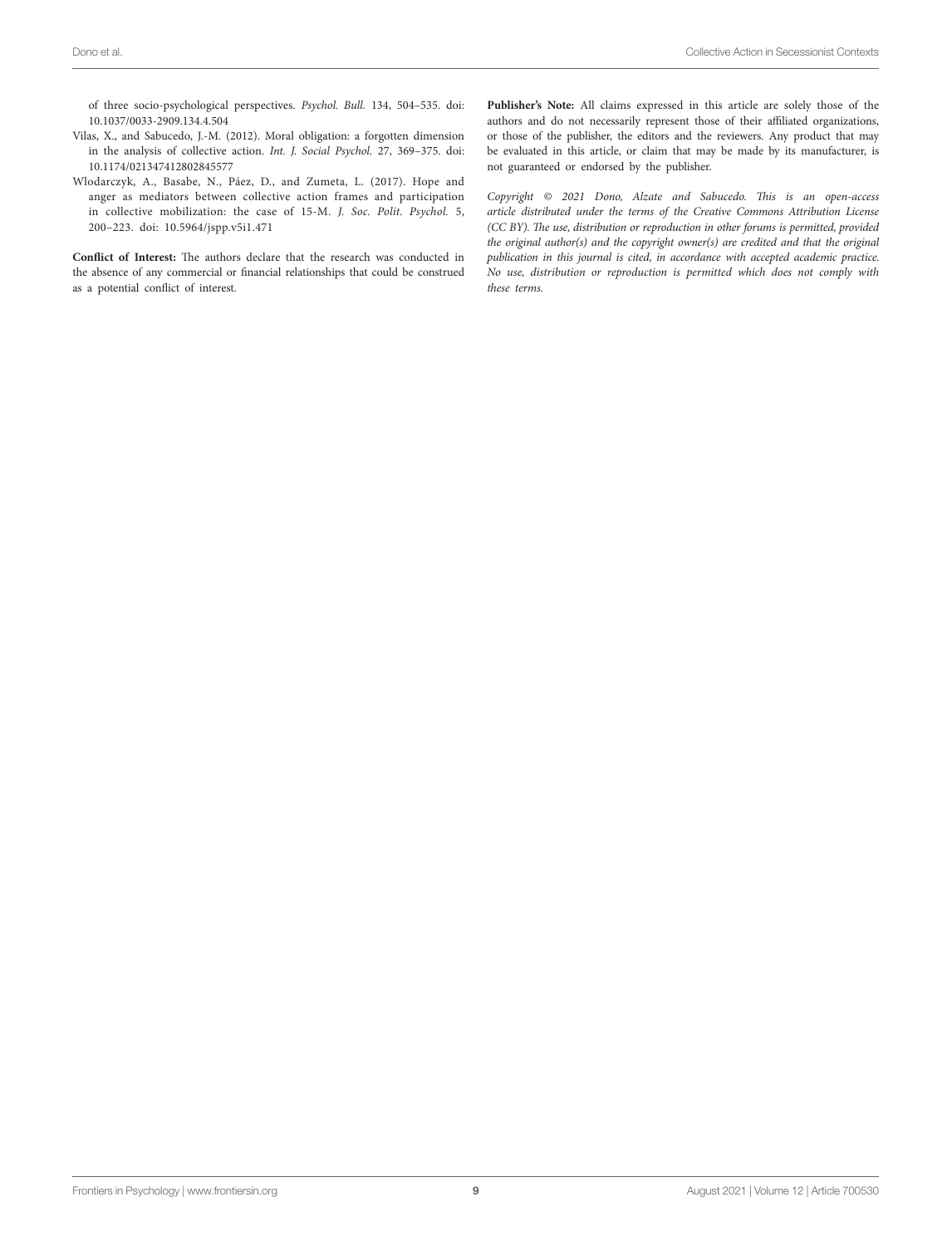of three socio-psychological perspectives. *Psychol. Bull.* 134, 504–535. doi: 10.1037/0033-2909.134.4.504

Vilas, X., and Sabucedo, J.-M. (2012). Moral obligation: a forgotten dimension in the analysis of collective action. *Int. J. Social Psychol.* 27, 369–375. doi: 10.1174/021347412802845577

Wlodarczyk, A., Basabe, N., Páez, D., and Zumeta, L. (2017). Hope and anger as mediators between collective action frames and participation in collective mobilization: the case of 15-M. *J. Soc. Polit. Psychol.* 5, 200–223. doi: 10.5964/jspp.v5i1.471

**Conflict of Interest:** The authors declare that the research was conducted in the absence of any commercial or financial relationships that could be construed as a potential conflict of interest.

**Publisher's Note:** All claims expressed in this article are solely those of the authors and do not necessarily represent those of their affiliated organizations, or those of the publisher, the editors and the reviewers. Any product that may be evaluated in this article, or claim that may be made by its manufacturer, is not guaranteed or endorsed by the publisher.

*Copyright © 2021 Dono, Alzate and Sabucedo. This is an open-access article distributed under the terms of the Creative Commons Attribution License (CC BY). The use, distribution or reproduction in other forums is permitted, provided the original author(s) and the copyright owner(s) are credited and that the original publication in this journal is cited, in accordance with accepted academic practice. No use, distribution or reproduction is permitted which does not comply with these terms.*